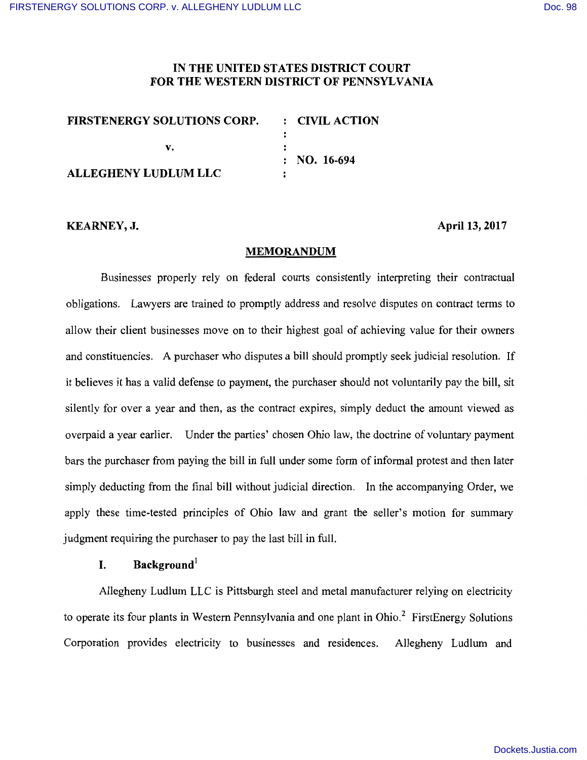IN THE UNITED STATES DISTRICT COURT
FOR THE WESTERN DISTRICT OF PENNSYLVANIA

| | |
|---|---|
| **FIRSTENERGY SOLUTIONS CORP.** | : **CIVIL ACTION** |
| | : |
| **v.** | : |
| | : **NO. 16-694** |
| **ALLEGHENY LUDLUM LLC** | : |

**KEARNEY, J.** **April 13, 2017**

## MEMORANDUM

Businesses properly rely on federal courts consistently interpreting their contractual obligations. Lawyers are trained to promptly address and resolve disputes on contract terms to allow their client businesses move on to their highest goal of achieving value for their owners and constituencies. A purchaser who disputes a bill should promptly seek judicial resolution. If it believes it has a valid defense to payment, the purchaser should not voluntarily pay the bill, sit silently for over a year and then, as the contract expires, simply deduct the amount viewed as overpaid a year earlier. Under the parties' chosen Ohio law, the doctrine of voluntary payment bars the purchaser from paying the bill in full under some form of informal protest and then later simply deducting from the final bill without judicial direction. In the accompanying Order, we apply these time-tested principles of Ohio law and grant the seller's motion for summary judgment requiring the purchaser to pay the last bill in full.

### I. Background[1]

Allegheny Ludlum LLC is Pittsburgh steel and metal manufacturer relying on electricity to operate its four plants in Western Pennsylvania and one plant in Ohio.[2] FirstEnergy Solutions Corporation provides electricity to businesses and residences. Allegheny Ludlum and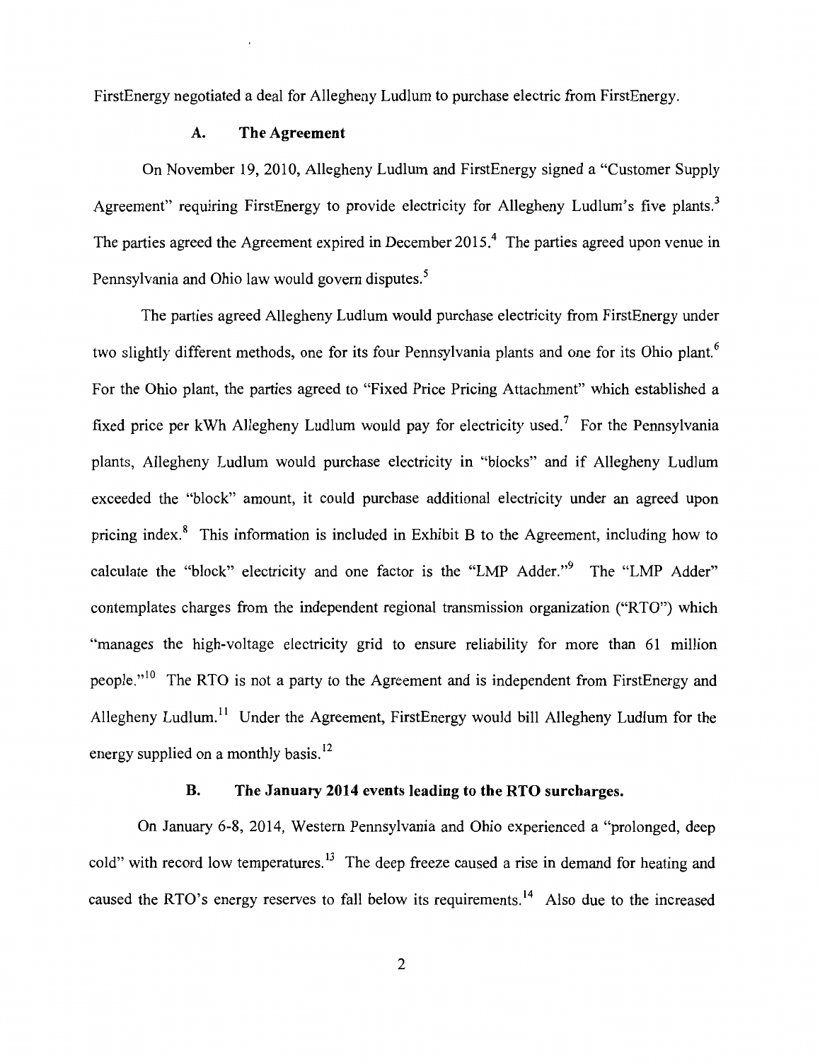FirstEnergy negotiated a deal for Allegheny Ludlum to purchase electric from FirstEnergy.

### A. The Agreement

On November 19, 2010, Allegheny Ludlum and FirstEnergy signed a "Customer Supply Agreement" requiring FirstEnergy to provide electricity for Allegheny Ludlum's five plants.[3] The parties agreed the Agreement expired in December 2015.[4] The parties agreed upon venue in Pennsylvania and Ohio law would govern disputes.[5]

The parties agreed Allegheny Ludlum would purchase electricity from FirstEnergy under two slightly different methods, one for its four Pennsylvania plants and one for its Ohio plant.[6] For the Ohio plant, the parties agreed to "Fixed Price Pricing Attachment" which established a fixed price per kWh Allegheny Ludlum would pay for electricity used.[7] For the Pennsylvania plants, Allegheny Ludlum would purchase electricity in "blocks" and if Allegheny Ludlum exceeded the "block" amount, it could purchase additional electricity under an agreed upon pricing index.[8] This information is included in Exhibit B to the Agreement, including how to calculate the "block" electricity and one factor is the "LMP Adder."[9] The "LMP Adder" contemplates charges from the independent regional transmission organization ("RTO") which "manages the high-voltage electricity grid to ensure reliability for more than 61 million people."[10] The RTO is not a party to the Agreement and is independent from FirstEnergy and Allegheny Ludlum.[11] Under the Agreement, FirstEnergy would bill Allegheny Ludlum for the energy supplied on a monthly basis.[12]

### B. The January 2014 events leading to the RTO surcharges.

On January 6-8, 2014, Western Pennsylvania and Ohio experienced a "prolonged, deep cold" with record low temperatures.[13] The deep freeze caused a rise in demand for heating and caused the RTO's energy reserves to fall below its requirements.[14] Also due to the increased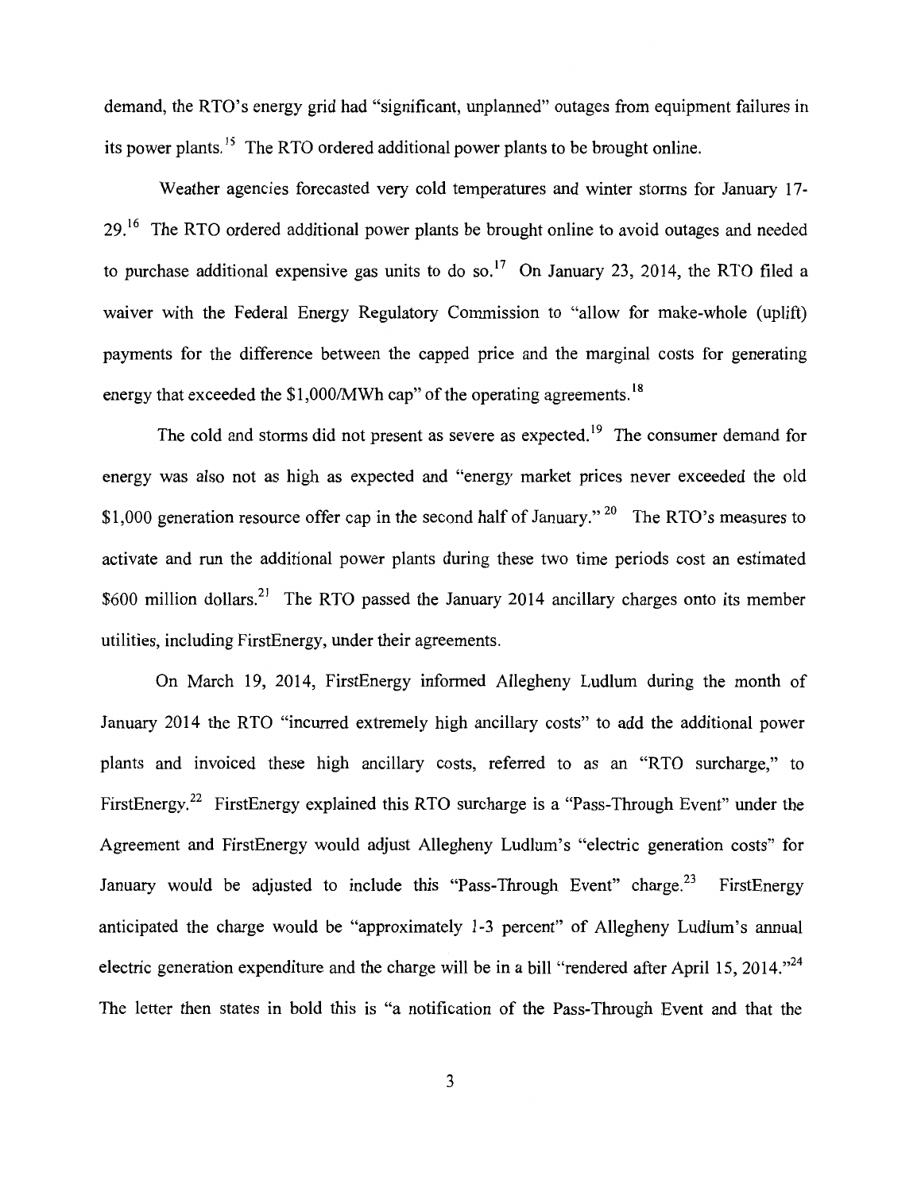demand, the RTO's energy grid had "significant, unplanned" outages from equipment failures in its power plants.[15] The RTO ordered additional power plants to be brought online.

Weather agencies forecasted very cold temperatures and winter storms for January 17-29.[16] The RTO ordered additional power plants be brought online to avoid outages and needed to purchase additional expensive gas units to do so.[17] On January 23, 2014, the RTO filed a waiver with the Federal Energy Regulatory Commission to "allow for make-whole (uplift) payments for the difference between the capped price and the marginal costs for generating energy that exceeded the $1,000/MWh cap" of the operating agreements.[18]

The cold and storms did not present as severe as expected.[19] The consumer demand for energy was also not as high as expected and "energy market prices never exceeded the old $1,000 generation resource offer cap in the second half of January."[20] The RTO's measures to activate and run the additional power plants during these two time periods cost an estimated $600 million dollars.[21] The RTO passed the January 2014 ancillary charges onto its member utilities, including FirstEnergy, under their agreements.

On March 19, 2014, FirstEnergy informed Allegheny Ludlum during the month of January 2014 the RTO "incurred extremely high ancillary costs" to add the additional power plants and invoiced these high ancillary costs, referred to as an "RTO surcharge," to FirstEnergy.[22] FirstEnergy explained this RTO surcharge is a "Pass-Through Event" under the Agreement and FirstEnergy would adjust Allegheny Ludlum's "electric generation costs" for January would be adjusted to include this "Pass-Through Event" charge.[23] FirstEnergy anticipated the charge would be "approximately 1-3 percent" of Allegheny Ludlum's annual electric generation expenditure and the charge will be in a bill "rendered after April 15, 2014."[24] The letter then states in bold this is "a notification of the Pass-Through Event and that the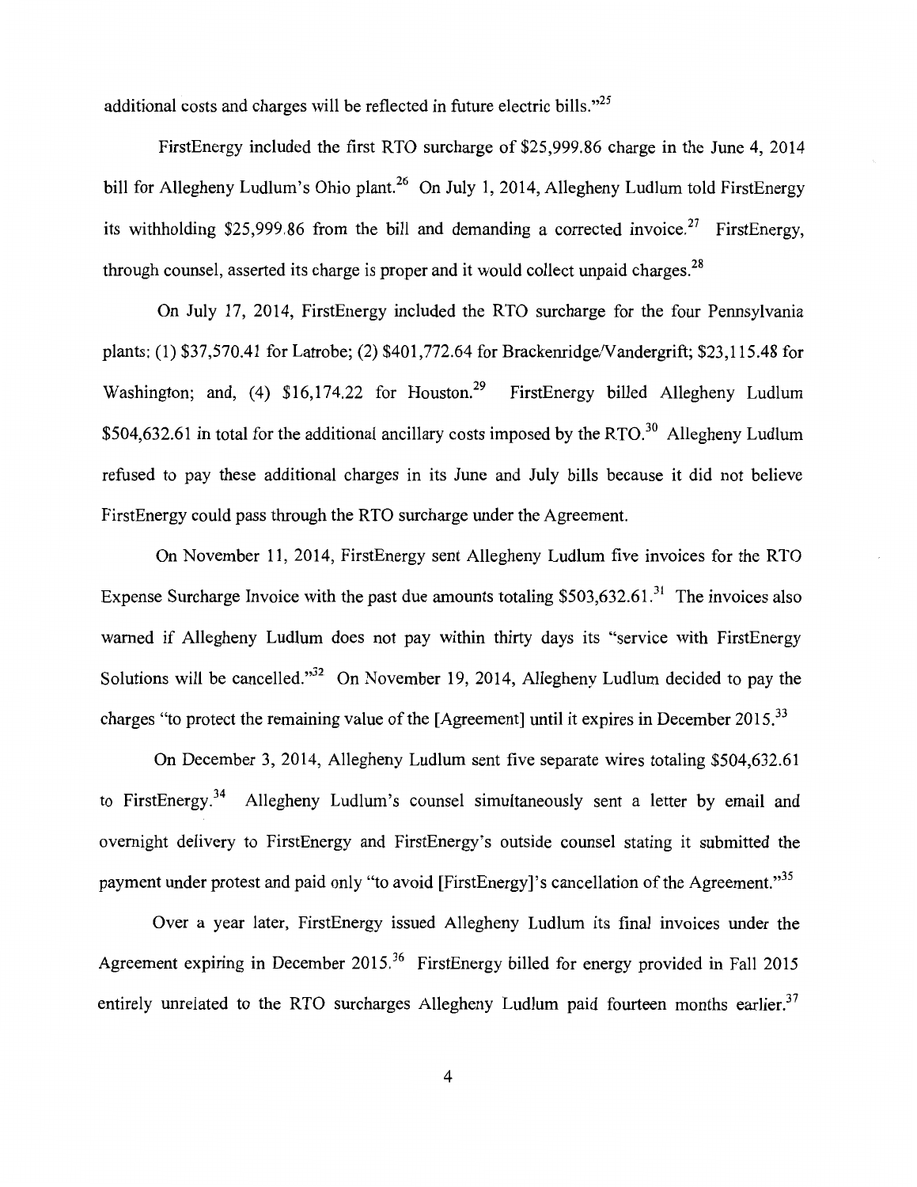additional costs and charges will be reflected in future electric bills."[25]

FirstEnergy included the first RTO surcharge of $25,999.86 charge in the June 4, 2014 bill for Allegheny Ludlum's Ohio plant.[26] On July 1, 2014, Allegheny Ludlum told FirstEnergy its withholding $25,999.86 from the bill and demanding a corrected invoice.[27] FirstEnergy, through counsel, asserted its charge is proper and it would collect unpaid charges.[28]

On July 17, 2014, FirstEnergy included the RTO surcharge for the four Pennsylvania plants: (1) $37,570.41 for Latrobe; (2) $401,772.64 for Brackenridge/Vandergrift; $23,115.48 for Washington; and, (4) $16,174.22 for Houston.[29] FirstEnergy billed Allegheny Ludlum $504,632.61 in total for the additional ancillary costs imposed by the RTO.[30] Allegheny Ludlum refused to pay these additional charges in its June and July bills because it did not believe FirstEnergy could pass through the RTO surcharge under the Agreement.

On November 11, 2014, FirstEnergy sent Allegheny Ludlum five invoices for the RTO Expense Surcharge Invoice with the past due amounts totaling $503,632.61.[31] The invoices also warned if Allegheny Ludlum does not pay within thirty days its "service with FirstEnergy Solutions will be cancelled."[32] On November 19, 2014, Allegheny Ludlum decided to pay the charges "to protect the remaining value of the [Agreement] until it expires in December 2015.[33]

On December 3, 2014, Allegheny Ludlum sent five separate wires totaling $504,632.61 to FirstEnergy.[34] Allegheny Ludlum's counsel simultaneously sent a letter by email and overnight delivery to FirstEnergy and FirstEnergy's outside counsel stating it submitted the payment under protest and paid only "to avoid [FirstEnergy]'s cancellation of the Agreement."[35]

Over a year later, FirstEnergy issued Allegheny Ludlum its final invoices under the Agreement expiring in December 2015.[36] FirstEnergy billed for energy provided in Fall 2015 entirely unrelated to the RTO surcharges Allegheny Ludlum paid fourteen months earlier.[37]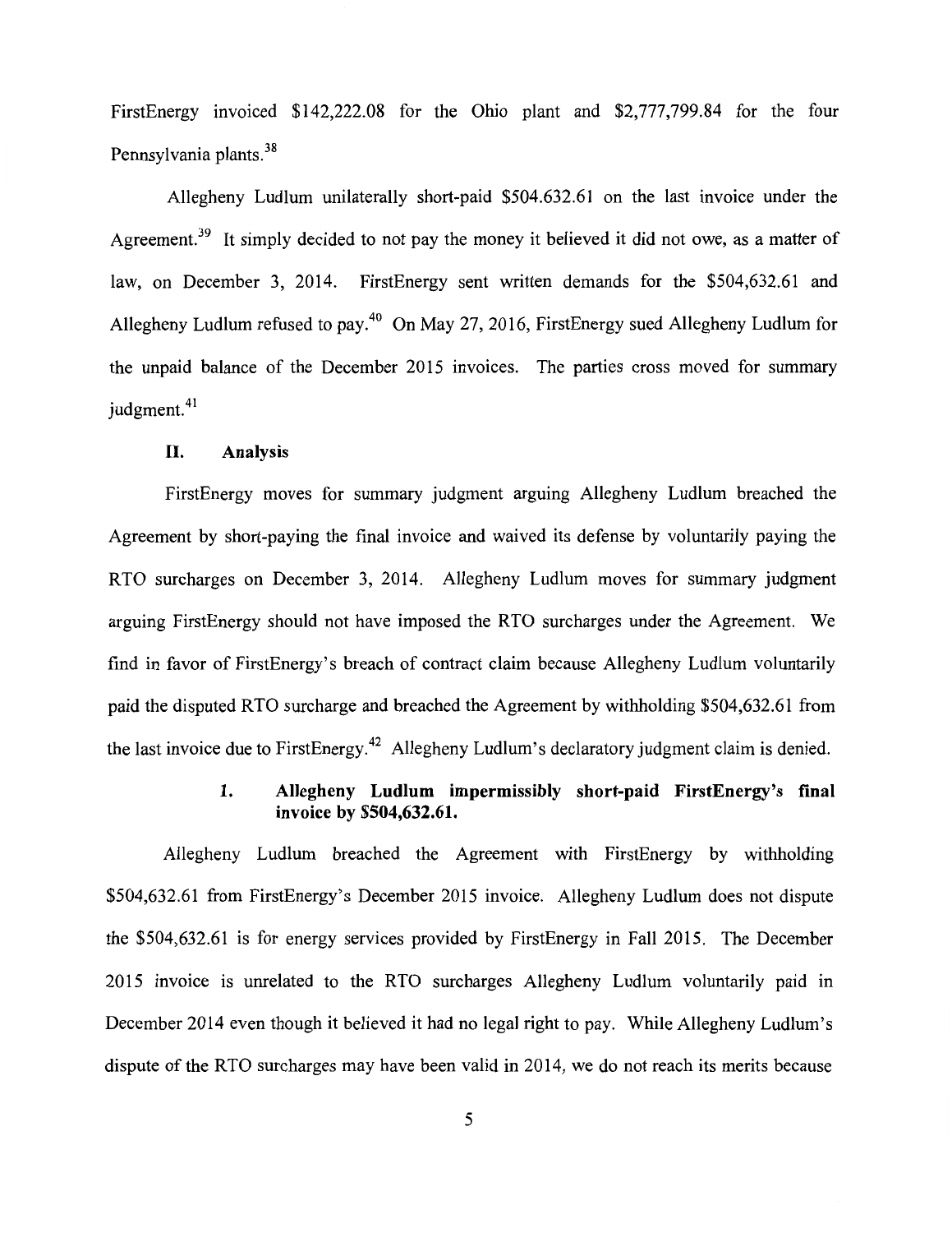FirstEnergy invoiced $142,222.08 for the Ohio plant and $2,777,799.84 for the four Pennsylvania plants.[38]

Allegheny Ludlum unilaterally short-paid $504.632.61 on the last invoice under the Agreement.[39] It simply decided to not pay the money it believed it did not owe, as a matter of law, on December 3, 2014. FirstEnergy sent written demands for the $504,632.61 and Allegheny Ludlum refused to pay.[40] On May 27, 2016, FirstEnergy sued Allegheny Ludlum for the unpaid balance of the December 2015 invoices. The parties cross moved for summary judgment.[41]

## II. Analysis

FirstEnergy moves for summary judgment arguing Allegheny Ludlum breached the Agreement by short-paying the final invoice and waived its defense by voluntarily paying the RTO surcharges on December 3, 2014. Allegheny Ludlum moves for summary judgment arguing FirstEnergy should not have imposed the RTO surcharges under the Agreement. We find in favor of FirstEnergy's breach of contract claim because Allegheny Ludlum voluntarily paid the disputed RTO surcharge and breached the Agreement by withholding $504,632.61 from the last invoice due to FirstEnergy.[42] Allegheny Ludlum's declaratory judgment claim is denied.

### 1. Allegheny Ludlum impermissibly short-paid FirstEnergy's final invoice by $504,632.61.

Allegheny Ludlum breached the Agreement with FirstEnergy by withholding $504,632.61 from FirstEnergy's December 2015 invoice. Allegheny Ludlum does not dispute the $504,632.61 is for energy services provided by FirstEnergy in Fall 2015. The December 2015 invoice is unrelated to the RTO surcharges Allegheny Ludlum voluntarily paid in December 2014 even though it believed it had no legal right to pay. While Allegheny Ludlum's dispute of the RTO surcharges may have been valid in 2014, we do not reach its merits because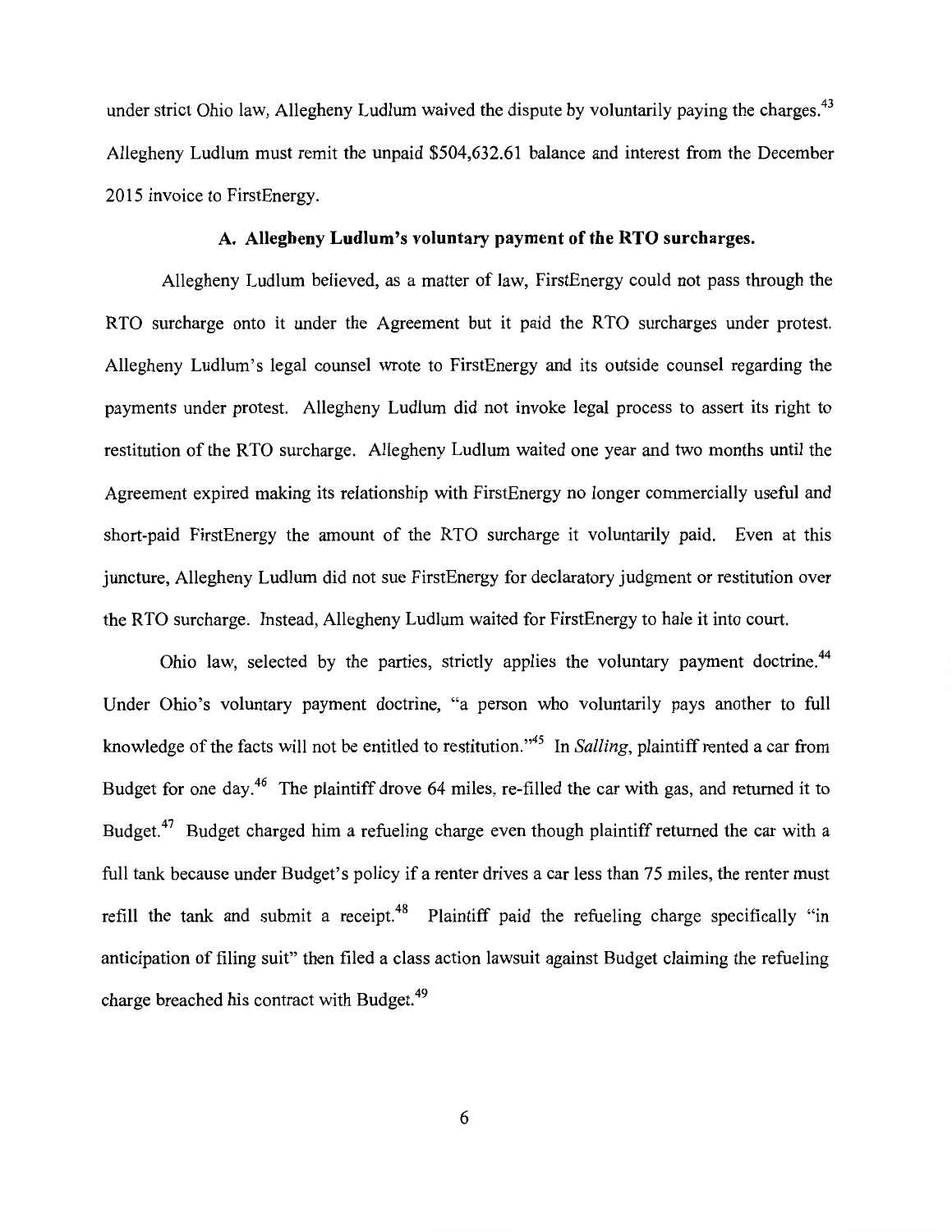under strict Ohio law, Allegheny Ludlum waived the dispute by voluntarily paying the charges.[43] Allegheny Ludlum must remit the unpaid $504,632.61 balance and interest from the December 2015 invoice to FirstEnergy.

### A. Allegheny Ludlum's voluntary payment of the RTO surcharges.

Allegheny Ludlum believed, as a matter of law, FirstEnergy could not pass through the RTO surcharge onto it under the Agreement but it paid the RTO surcharges under protest. Allegheny Ludlum's legal counsel wrote to FirstEnergy and its outside counsel regarding the payments under protest. Allegheny Ludlum did not invoke legal process to assert its right to restitution of the RTO surcharge. Allegheny Ludlum waited one year and two months until the Agreement expired making its relationship with FirstEnergy no longer commercially useful and short-paid FirstEnergy the amount of the RTO surcharge it voluntarily paid. Even at this juncture, Allegheny Ludlum did not sue FirstEnergy for declaratory judgment or restitution over the RTO surcharge. Instead, Allegheny Ludlum waited for FirstEnergy to hale it into court.

Ohio law, selected by the parties, strictly applies the voluntary payment doctrine.[44] Under Ohio's voluntary payment doctrine, "a person who voluntarily pays another to full knowledge of the facts will not be entitled to restitution."[45] In *Salling*, plaintiff rented a car from Budget for one day.[46] The plaintiff drove 64 miles, re-filled the car with gas, and returned it to Budget.[47] Budget charged him a refueling charge even though plaintiff returned the car with a full tank because under Budget's policy if a renter drives a car less than 75 miles, the renter must refill the tank and submit a receipt.[48] Plaintiff paid the refueling charge specifically "in anticipation of filing suit" then filed a class action lawsuit against Budget claiming the refueling charge breached his contract with Budget.[49]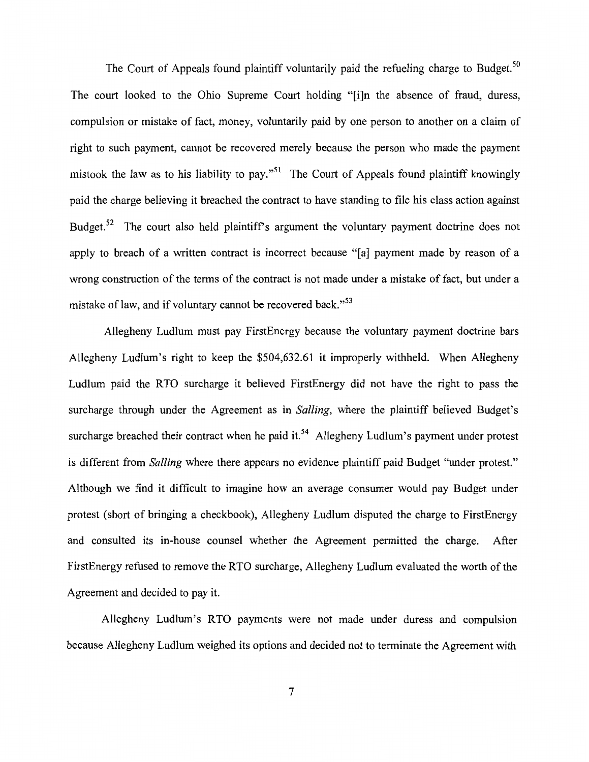The Court of Appeals found plaintiff voluntarily paid the refueling charge to Budget.[50] The court looked to the Ohio Supreme Court holding "[i]n the absence of fraud, duress, compulsion or mistake of fact, money, voluntarily paid by one person to another on a claim of right to such payment, cannot be recovered merely because the person who made the payment mistook the law as to his liability to pay."[51] The Court of Appeals found plaintiff knowingly paid the charge believing it breached the contract to have standing to file his class action against Budget.[52] The court also held plaintiff's argument the voluntary payment doctrine does not apply to breach of a written contract is incorrect because "[a] payment made by reason of a wrong construction of the terms of the contract is not made under a mistake of fact, but under a mistake of law, and if voluntary cannot be recovered back."[53]

Allegheny Ludlum must pay FirstEnergy because the voluntary payment doctrine bars Allegheny Ludlum's right to keep the $504,632.61 it improperly withheld. When Allegheny Ludlum paid the RTO surcharge it believed FirstEnergy did not have the right to pass the surcharge through under the Agreement as in *Salling*, where the plaintiff believed Budget's surcharge breached their contract when he paid it.[54] Allegheny Ludlum's payment under protest is different from *Salling* where there appears no evidence plaintiff paid Budget "under protest." Although we find it difficult to imagine how an average consumer would pay Budget under protest (short of bringing a checkbook), Allegheny Ludlum disputed the charge to FirstEnergy and consulted its in-house counsel whether the Agreement permitted the charge. After FirstEnergy refused to remove the RTO surcharge, Allegheny Ludlum evaluated the worth of the Agreement and decided to pay it.

Allegheny Ludlum's RTO payments were not made under duress and compulsion because Allegheny Ludlum weighed its options and decided not to terminate the Agreement with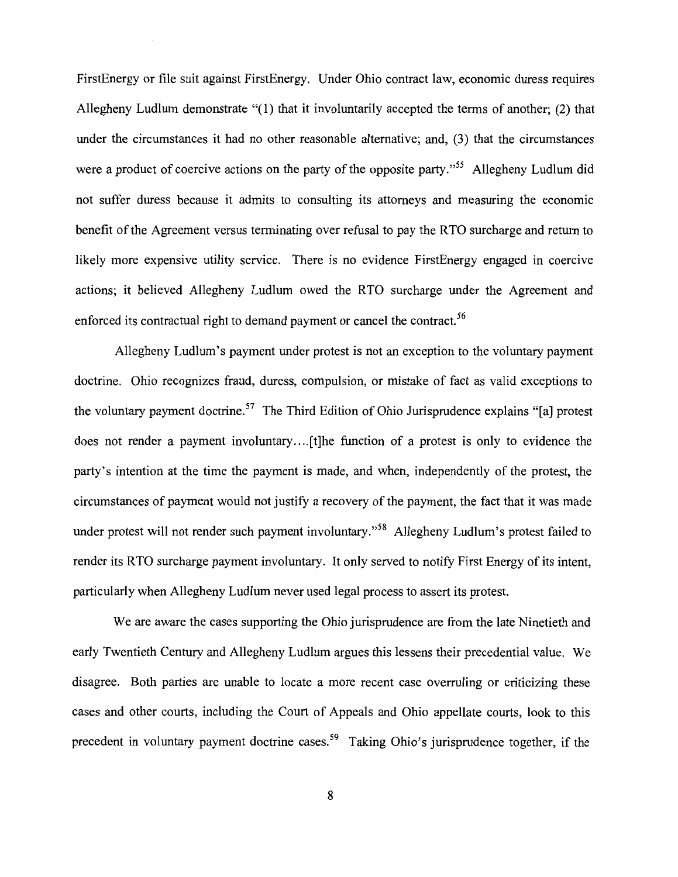FirstEnergy or file suit against FirstEnergy. Under Ohio contract law, economic duress requires Allegheny Ludlum demonstrate "(1) that it involuntarily accepted the terms of another; (2) that under the circumstances it had no other reasonable alternative; and, (3) that the circumstances were a product of coercive actions on the party of the opposite party."[55] Allegheny Ludlum did not suffer duress because it admits to consulting its attorneys and measuring the economic benefit of the Agreement versus terminating over refusal to pay the RTO surcharge and return to likely more expensive utility service. There is no evidence FirstEnergy engaged in coercive actions; it believed Allegheny Ludlum owed the RTO surcharge under the Agreement and enforced its contractual right to demand payment or cancel the contract.[56]

Allegheny Ludlum's payment under protest is not an exception to the voluntary payment doctrine. Ohio recognizes fraud, duress, compulsion, or mistake of fact as valid exceptions to the voluntary payment doctrine.[57] The Third Edition of Ohio Jurisprudence explains "[a] protest does not render a payment involuntary....[t]he function of a protest is only to evidence the party's intention at the time the payment is made, and when, independently of the protest, the circumstances of payment would not justify a recovery of the payment, the fact that it was made under protest will not render such payment involuntary."[58] Allegheny Ludlum's protest failed to render its RTO surcharge payment involuntary. It only served to notify First Energy of its intent, particularly when Allegheny Ludlum never used legal process to assert its protest.

We are aware the cases supporting the Ohio jurisprudence are from the late Ninetieth and early Twentieth Century and Allegheny Ludlum argues this lessens their precedential value. We disagree. Both parties are unable to locate a more recent case overruling or criticizing these cases and other courts, including the Court of Appeals and Ohio appellate courts, look to this precedent in voluntary payment doctrine cases.[59] Taking Ohio's jurisprudence together, if the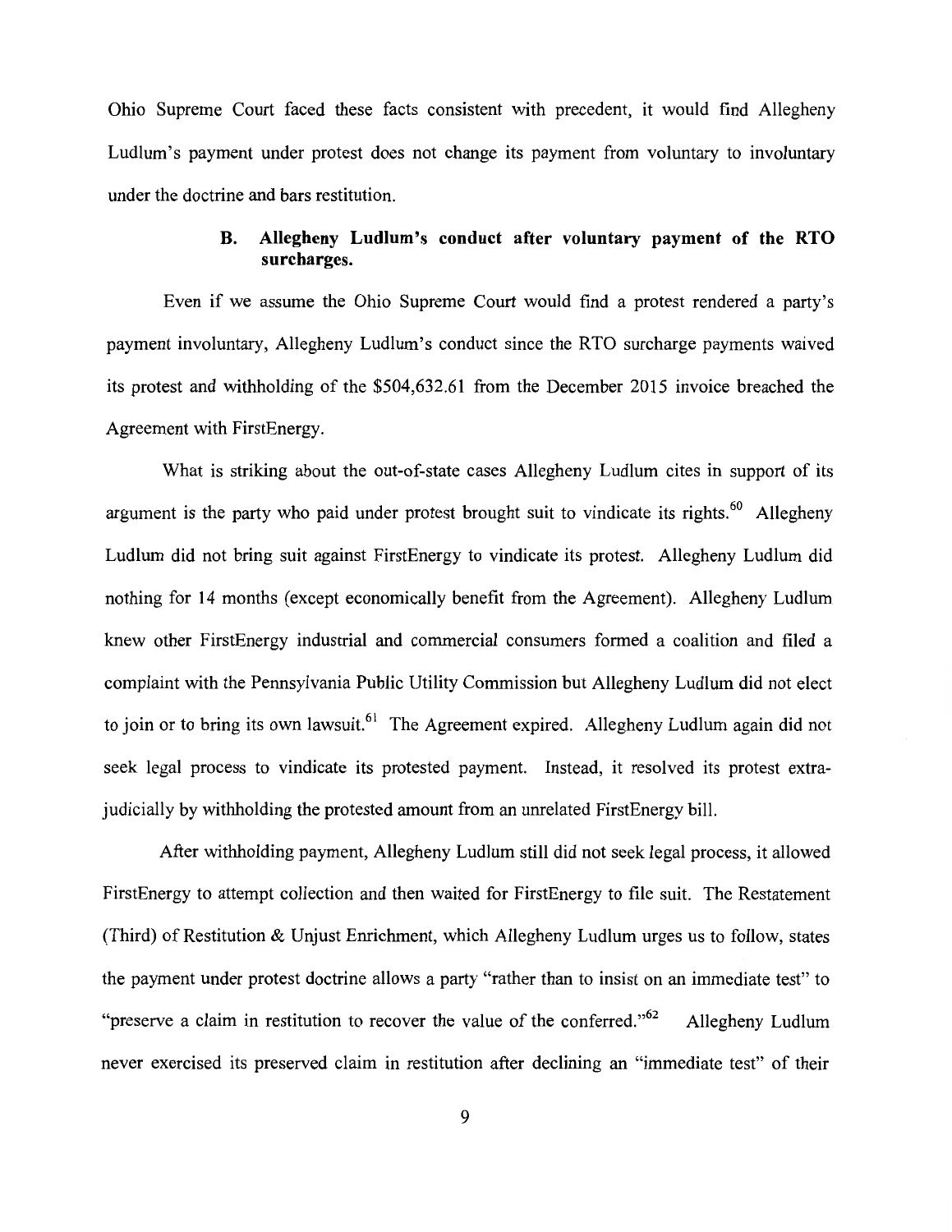Ohio Supreme Court faced these facts consistent with precedent, it would find Allegheny Ludlum's payment under protest does not change its payment from voluntary to involuntary under the doctrine and bars restitution.

### B. Allegheny Ludlum's conduct after voluntary payment of the RTO surcharges.

Even if we assume the Ohio Supreme Court would find a protest rendered a party's payment involuntary, Allegheny Ludlum's conduct since the RTO surcharge payments waived its protest and withholding of the $504,632.61 from the December 2015 invoice breached the Agreement with FirstEnergy.

What is striking about the out-of-state cases Allegheny Ludlum cites in support of its argument is the party who paid under protest brought suit to vindicate its rights.[60] Allegheny Ludlum did not bring suit against FirstEnergy to vindicate its protest. Allegheny Ludlum did nothing for 14 months (except economically benefit from the Agreement). Allegheny Ludlum knew other FirstEnergy industrial and commercial consumers formed a coalition and filed a complaint with the Pennsylvania Public Utility Commission but Allegheny Ludlum did not elect to join or to bring its own lawsuit.[61] The Agreement expired. Allegheny Ludlum again did not seek legal process to vindicate its protested payment. Instead, it resolved its protest extra-judicially by withholding the protested amount from an unrelated FirstEnergy bill.

After withholding payment, Allegheny Ludlum still did not seek legal process, it allowed FirstEnergy to attempt collection and then waited for FirstEnergy to file suit. The Restatement (Third) of Restitution & Unjust Enrichment, which Allegheny Ludlum urges us to follow, states the payment under protest doctrine allows a party "rather than to insist on an immediate test" to "preserve a claim in restitution to recover the value of the conferred."[62] Allegheny Ludlum never exercised its preserved claim in restitution after declining an "immediate test" of their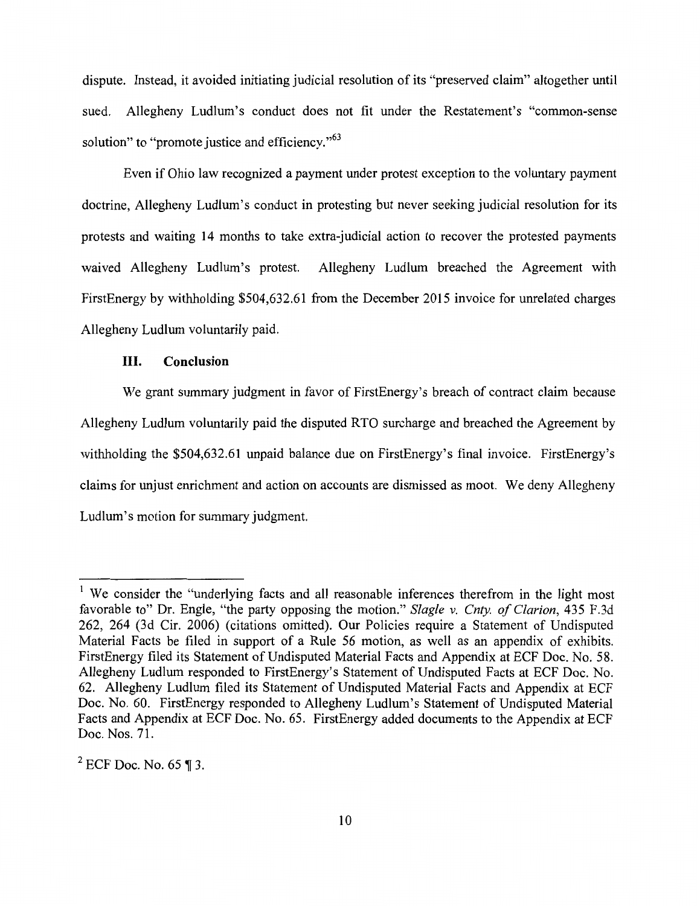dispute. Instead, it avoided initiating judicial resolution of its "preserved claim" altogether until sued. Allegheny Ludlum's conduct does not fit under the Restatement's "common-sense solution" to "promote justice and efficiency."[63]

Even if Ohio law recognized a payment under protest exception to the voluntary payment doctrine, Allegheny Ludlum's conduct in protesting but never seeking judicial resolution for its protests and waiting 14 months to take extra-judicial action to recover the protested payments waived Allegheny Ludlum's protest. Allegheny Ludlum breached the Agreement with FirstEnergy by withholding $504,632.61 from the December 2015 invoice for unrelated charges Allegheny Ludlum voluntarily paid.

### III. Conclusion

We grant summary judgment in favor of FirstEnergy's breach of contract claim because Allegheny Ludlum voluntarily paid the disputed RTO surcharge and breached the Agreement by withholding the $504,632.61 unpaid balance due on FirstEnergy's final invoice. FirstEnergy's claims for unjust enrichment and action on accounts are dismissed as moot. We deny Allegheny Ludlum's motion for summary judgment.

---

[1] We consider the "underlying facts and all reasonable inferences therefrom in the light most favorable to" Dr. Engle, "the party opposing the motion." *Slagle v. Cnty. of Clarion*, 435 F.3d 262, 264 (3d Cir. 2006) (citations omitted). Our Policies require a Statement of Undisputed Material Facts be filed in support of a Rule 56 motion, as well as an appendix of exhibits. FirstEnergy filed its Statement of Undisputed Material Facts and Appendix at ECF Doc. No. 58. Allegheny Ludlum responded to FirstEnergy's Statement of Undisputed Facts at ECF Doc. No. 62. Allegheny Ludlum filed its Statement of Undisputed Material Facts and Appendix at ECF Doc. No. 60. FirstEnergy responded to Allegheny Ludlum's Statement of Undisputed Material Facts and Appendix at ECF Doc. No. 65. FirstEnergy added documents to the Appendix at ECF Doc. Nos. 71.

[2] ECF Doc. No. 65 ¶ 3.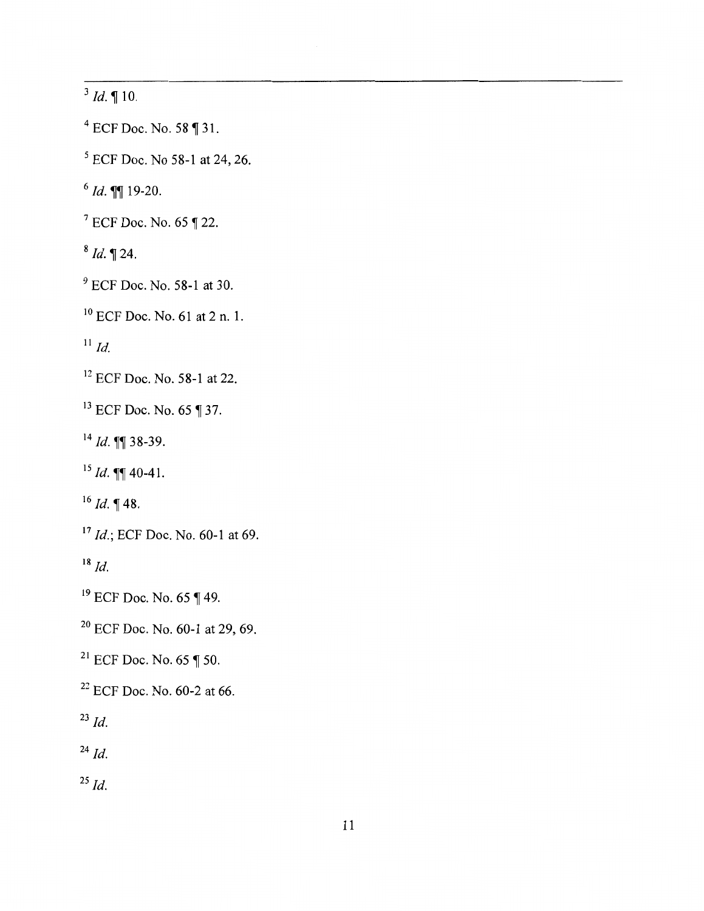[3] *Id.* ¶ 10.

[4] ECF Doc. No. 58 ¶ 31.

[5] ECF Doc. No 58-1 at 24, 26.

[6] *Id.* ¶¶ 19-20.

[7] ECF Doc. No. 65 ¶ 22.

[8] *Id.* ¶ 24.

[9] ECF Doc. No. 58-1 at 30.

[10] ECF Doc. No. 61 at 2 n. 1.

[11] *Id.*

[12] ECF Doc. No. 58-1 at 22.

[13] ECF Doc. No. 65 ¶ 37.

[14] *Id.* ¶¶ 38-39.

[15] *Id.* ¶¶ 40-41.

[16] *Id.* ¶ 48.

[17] *Id.*; ECF Doc. No. 60-1 at 69.

[18] *Id.*

[19] ECF Doc. No. 65 ¶ 49.

[20] ECF Doc. No. 60-1 at 29, 69.

[21] ECF Doc. No. 65 ¶ 50.

[22] ECF Doc. No. 60-2 at 66.

[23] *Id.*

[24] *Id.*

[25] *Id.*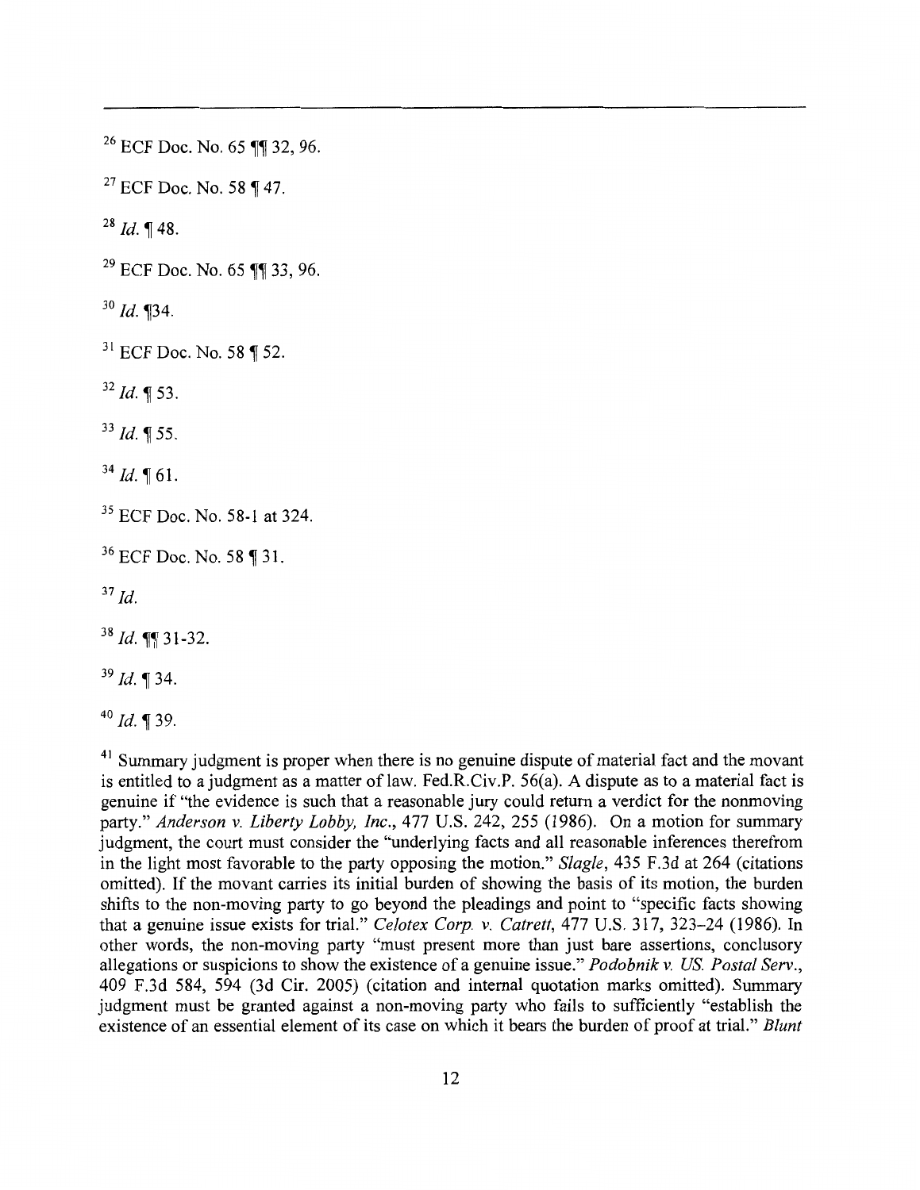[26] ECF Doc. No. 65 ¶¶ 32, 96.

[27] ECF Doc. No. 58 ¶ 47.

[28] *Id.* ¶ 48.

[29] ECF Doc. No. 65 ¶¶ 33, 96.

[30] *Id.* ¶34.

[31] ECF Doc. No. 58 ¶ 52.

[32] *Id.* ¶ 53.

[33] *Id.* ¶ 55.

[34] *Id.* ¶ 61.

[35] ECF Doc. No. 58-1 at 324.

[36] ECF Doc. No. 58 ¶ 31.

[37] *Id.*

[38] *Id.* ¶¶ 31-32.

[39] *Id.* ¶ 34.

[40] *Id.* ¶ 39.

[41] Summary judgment is proper when there is no genuine dispute of material fact and the movant is entitled to a judgment as a matter of law. Fed.R.Civ.P. 56(a). A dispute as to a material fact is genuine if "the evidence is such that a reasonable jury could return a verdict for the nonmoving party." *Anderson v. Liberty Lobby, Inc.*, 477 U.S. 242, 255 (1986). On a motion for summary judgment, the court must consider the "underlying facts and all reasonable inferences therefrom in the light most favorable to the party opposing the motion." *Slagle*, 435 F.3d at 264 (citations omitted). If the movant carries its initial burden of showing the basis of its motion, the burden shifts to the non-moving party to go beyond the pleadings and point to "specific facts showing that a genuine issue exists for trial." *Celotex Corp. v. Catrett*, 477 U.S. 317, 323–24 (1986). In other words, the non-moving party "must present more than just bare assertions, conclusory allegations or suspicions to show the existence of a genuine issue." *Podobnik v. US. Postal Serv.*, 409 F.3d 584, 594 (3d Cir. 2005) (citation and internal quotation marks omitted). Summary judgment must be granted against a non-moving party who fails to sufficiently "establish the existence of an essential element of its case on which it bears the burden of proof at trial." *Blunt*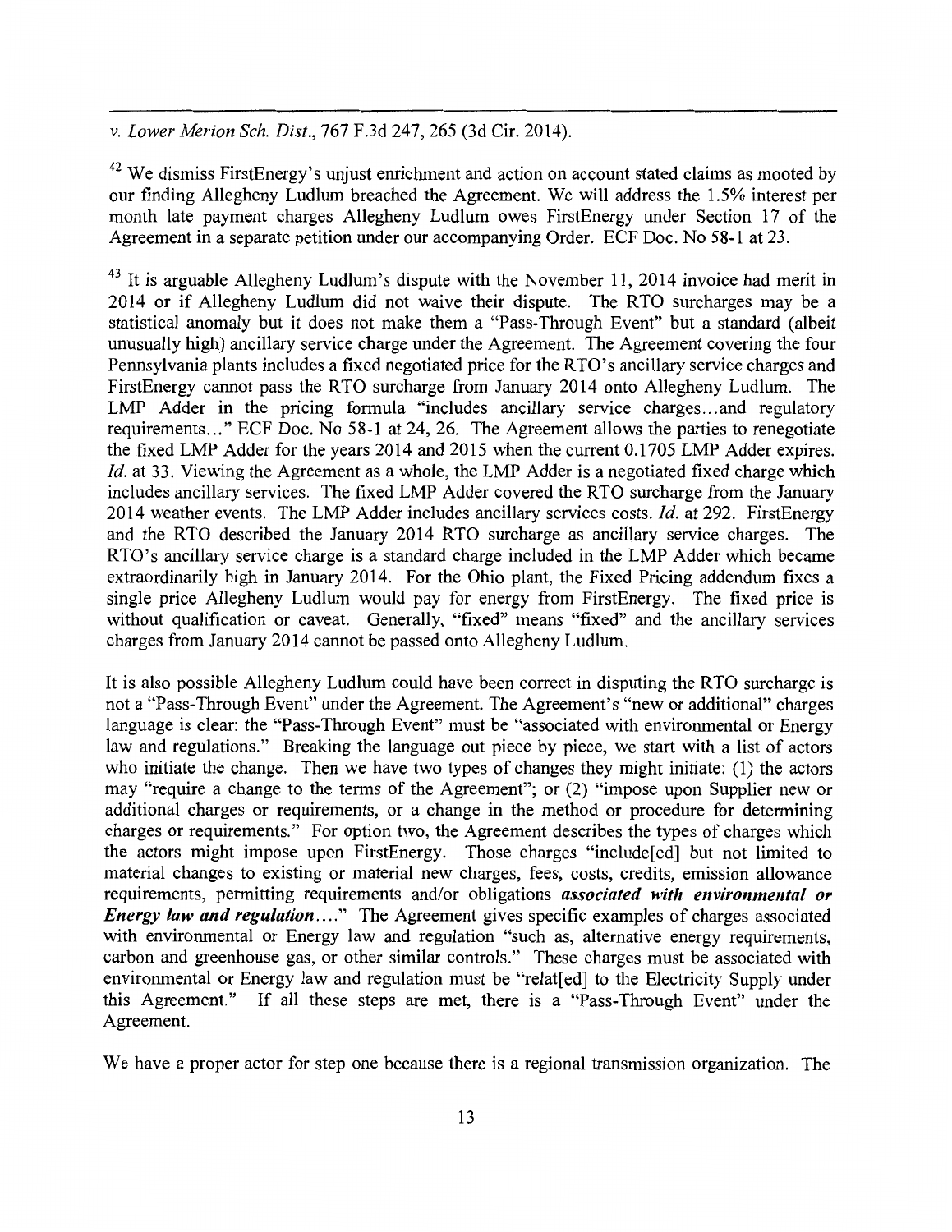*v. Lower Merion Sch. Dist.*, 767 F.3d 247, 265 (3d Cir. 2014).

[42] We dismiss FirstEnergy's unjust enrichment and action on account stated claims as mooted by our finding Allegheny Ludlum breached the Agreement. We will address the 1.5% interest per month late payment charges Allegheny Ludlum owes FirstEnergy under Section 17 of the Agreement in a separate petition under our accompanying Order. ECF Doc. No 58-1 at 23.

[43] It is arguable Allegheny Ludlum's dispute with the November 11, 2014 invoice had merit in 2014 or if Allegheny Ludlum did not waive their dispute. The RTO surcharges may be a statistical anomaly but it does not make them a "Pass-Through Event" but a standard (albeit unusually high) ancillary service charge under the Agreement. The Agreement covering the four Pennsylvania plants includes a fixed negotiated price for the RTO's ancillary service charges and FirstEnergy cannot pass the RTO surcharge from January 2014 onto Allegheny Ludlum. The LMP Adder in the pricing formula "includes ancillary service charges...and regulatory requirements..." ECF Doc. No 58-1 at 24, 26. The Agreement allows the parties to renegotiate the fixed LMP Adder for the years 2014 and 2015 when the current 0.1705 LMP Adder expires. *Id.* at 33. Viewing the Agreement as a whole, the LMP Adder is a negotiated fixed charge which includes ancillary services. The fixed LMP Adder covered the RTO surcharge from the January 2014 weather events. The LMP Adder includes ancillary services costs. *Id.* at 292. FirstEnergy and the RTO described the January 2014 RTO surcharge as ancillary service charges. The RTO's ancillary service charge is a standard charge included in the LMP Adder which became extraordinarily high in January 2014. For the Ohio plant, the Fixed Pricing addendum fixes a single price Allegheny Ludlum would pay for energy from FirstEnergy. The fixed price is without qualification or caveat. Generally, "fixed" means "fixed" and the ancillary services charges from January 2014 cannot be passed onto Allegheny Ludlum.

It is also possible Allegheny Ludlum could have been correct in disputing the RTO surcharge is not a "Pass-Through Event" under the Agreement. The Agreement's "new or additional" charges language is clear: the "Pass-Through Event" must be "associated with environmental or Energy law and regulations." Breaking the language out piece by piece, we start with a list of actors who initiate the change. Then we have two types of changes they might initiate: (1) the actors may "require a change to the terms of the Agreement"; or (2) "impose upon Supplier new or additional charges or requirements, or a change in the method or procedure for determining charges or requirements." For option two, the Agreement describes the types of charges which the actors might impose upon FirstEnergy. Those charges "include[ed] but not limited to material changes to existing or material new charges, fees, costs, credits, emission allowance requirements, permitting requirements and/or obligations ***associated with environmental or Energy law and regulation***...." The Agreement gives specific examples of charges associated with environmental or Energy law and regulation "such as, alternative energy requirements, carbon and greenhouse gas, or other similar controls." These charges must be associated with environmental or Energy law and regulation must be "relat[ed] to the Electricity Supply under this Agreement." If all these steps are met, there is a "Pass-Through Event" under the Agreement.

We have a proper actor for step one because there is a regional transmission organization. The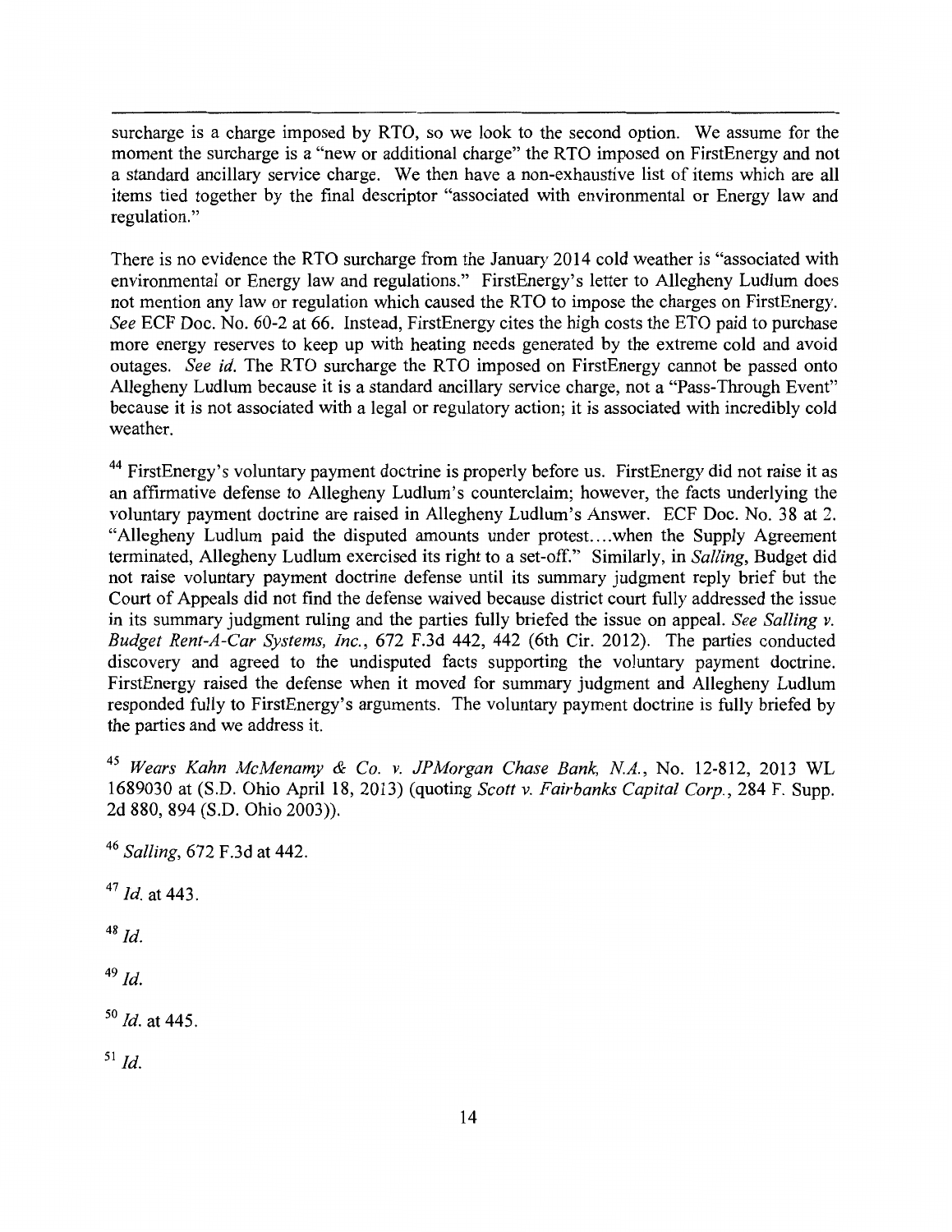surcharge is a charge imposed by RTO, so we look to the second option. We assume for the moment the surcharge is a "new or additional charge" the RTO imposed on FirstEnergy and not a standard ancillary service charge. We then have a non-exhaustive list of items which are all items tied together by the final descriptor "associated with environmental or Energy law and regulation."

There is no evidence the RTO surcharge from the January 2014 cold weather is "associated with environmental or Energy law and regulations." FirstEnergy's letter to Allegheny Ludlum does not mention any law or regulation which caused the RTO to impose the charges on FirstEnergy. *See* ECF Doc. No. 60-2 at 66. Instead, FirstEnergy cites the high costs the ETO paid to purchase more energy reserves to keep up with heating needs generated by the extreme cold and avoid outages. *See id.* The RTO surcharge the RTO imposed on FirstEnergy cannot be passed onto Allegheny Ludlum because it is a standard ancillary service charge, not a "Pass-Through Event" because it is not associated with a legal or regulatory action; it is associated with incredibly cold weather.

[44] FirstEnergy's voluntary payment doctrine is properly before us. FirstEnergy did not raise it as an affirmative defense to Allegheny Ludlum's counterclaim; however, the facts underlying the voluntary payment doctrine are raised in Allegheny Ludlum's Answer. ECF Doc. No. 38 at 2. "Allegheny Ludlum paid the disputed amounts under protest….when the Supply Agreement terminated, Allegheny Ludlum exercised its right to a set-off." Similarly, in *Salling*, Budget did not raise voluntary payment doctrine defense until its summary judgment reply brief but the Court of Appeals did not find the defense waived because district court fully addressed the issue in its summary judgment ruling and the parties fully briefed the issue on appeal. *See Salling v. Budget Rent-A-Car Systems, Inc.*, 672 F.3d 442, 442 (6th Cir. 2012). The parties conducted discovery and agreed to the undisputed facts supporting the voluntary payment doctrine. FirstEnergy raised the defense when it moved for summary judgment and Allegheny Ludlum responded fully to FirstEnergy's arguments. The voluntary payment doctrine is fully briefed by the parties and we address it.

[45] *Wears Kahn McMenamy & Co. v. JPMorgan Chase Bank, N.A.*, No. 12-812, 2013 WL 1689030 at (S.D. Ohio April 18, 2013) (quoting *Scott v. Fairbanks Capital Corp.*, 284 F. Supp. 2d 880, 894 (S.D. Ohio 2003)).

[46] *Salling*, 672 F.3d at 442.

[47] *Id.* at 443.

[48] *Id.*

[49] *Id.*

[50] *Id.* at 445.

[51] *Id.*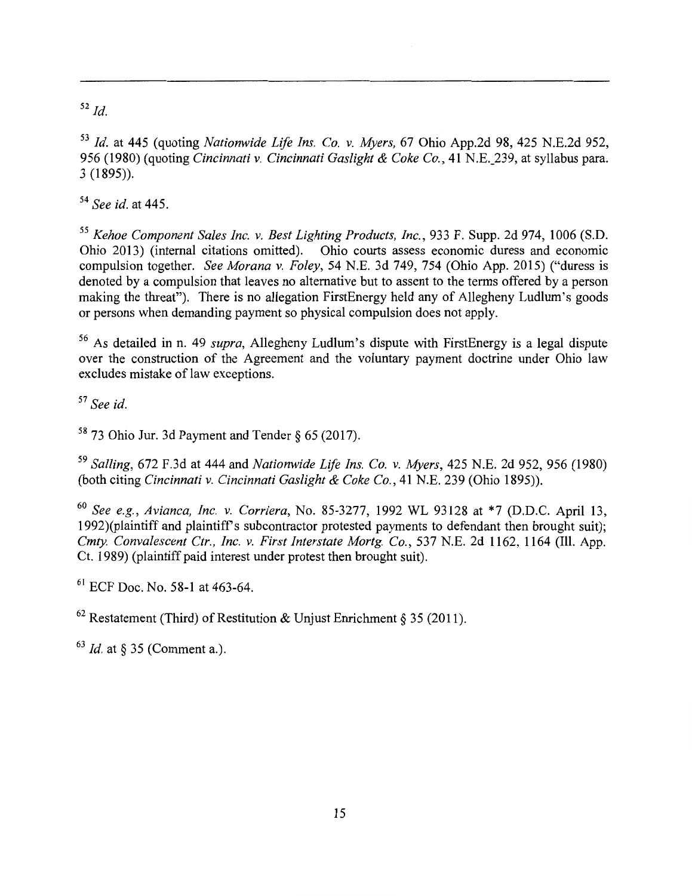---

[52] *Id.*

[53] *Id.* at 445 (quoting *Nationwide Life Ins. Co. v. Myers,* 67 Ohio App.2d 98, 425 N.E.2d 952, 956 (1980) (quoting *Cincinnati v. Cincinnati Gaslight & Coke Co.*, 41 N.E. 239, at syllabus para. 3 (1895)).

[54] *See id.* at 445.

[55] *Kehoe Component Sales Inc. v. Best Lighting Products, Inc.*, 933 F. Supp. 2d 974, 1006 (S.D. Ohio 2013) (internal citations omitted). Ohio courts assess economic duress and economic compulsion together. *See Morana v. Foley*, 54 N.E. 3d 749, 754 (Ohio App. 2015) ("duress is denoted by a compulsion that leaves no alternative but to assent to the terms offered by a person making the threat"). There is no allegation FirstEnergy held any of Allegheny Ludlum's goods or persons when demanding payment so physical compulsion does not apply.

[56] As detailed in n. 49 *supra*, Allegheny Ludlum's dispute with FirstEnergy is a legal dispute over the construction of the Agreement and the voluntary payment doctrine under Ohio law excludes mistake of law exceptions.

[57] *See id.*

[58] 73 Ohio Jur. 3d Payment and Tender § 65 (2017).

[59] *Salling*, 672 F.3d at 444 and *Nationwide Life Ins. Co. v. Myers*, 425 N.E. 2d 952, 956 (1980) (both citing *Cincinnati v. Cincinnati Gaslight & Coke Co.*, 41 N.E. 239 (Ohio 1895)).

[60] *See e.g., Avianca, Inc. v. Corriera*, No. 85-3277, 1992 WL 93128 at *7 (D.D.C. April 13, 1992)(plaintiff and plaintiff's subcontractor protested payments to defendant then brought suit); *Cmty. Convalescent Ctr., Inc. v. First Interstate Mortg. Co.*, 537 N.E. 2d 1162, 1164 (Ill. App. Ct. 1989) (plaintiff paid interest under protest then brought suit).

[61] ECF Doc. No. 58-1 at 463-64.

[62] Restatement (Third) of Restitution & Unjust Enrichment § 35 (2011).

[63] *Id.* at § 35 (Comment a.).